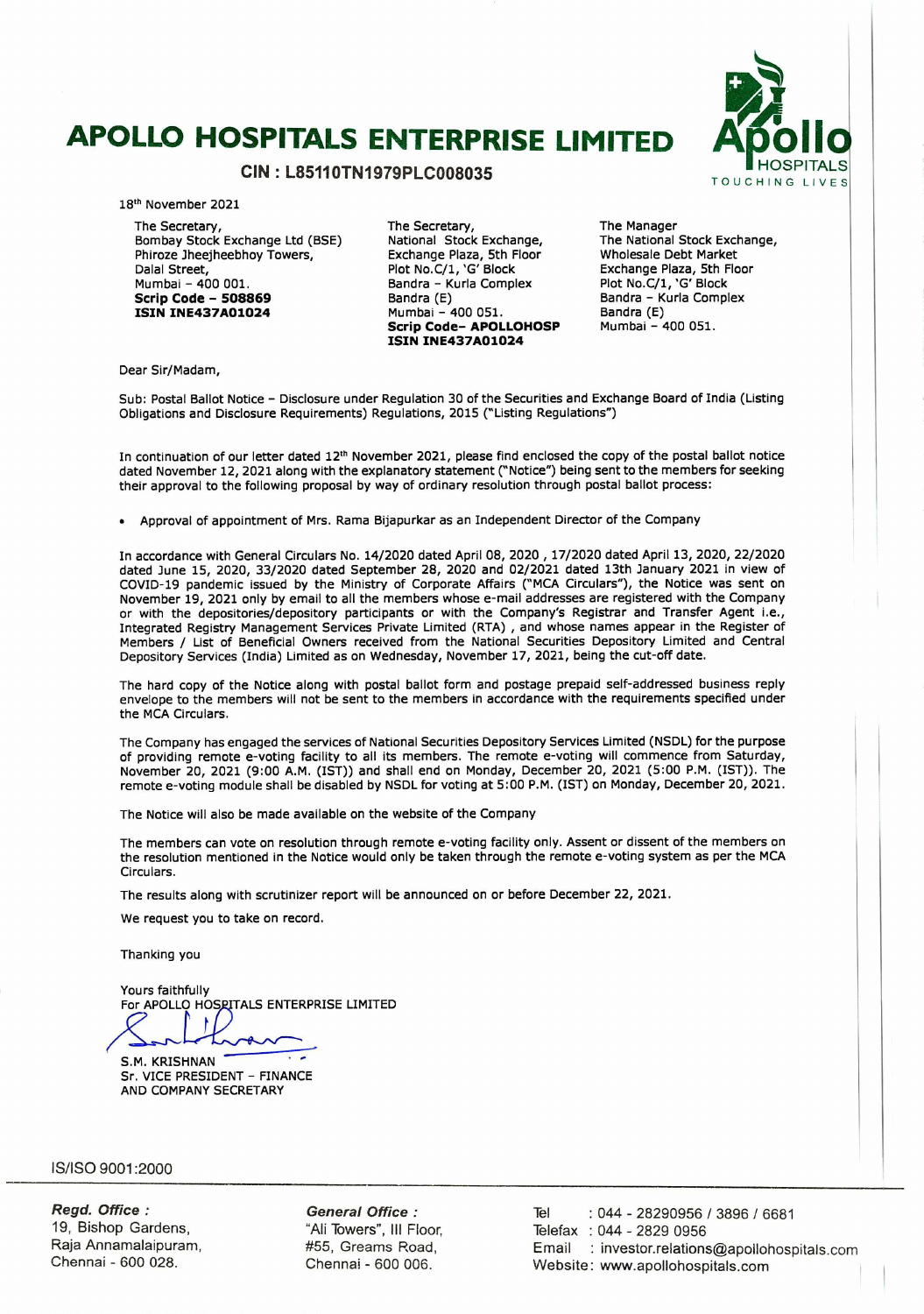# APOLLO HOSPITALS ENTERPRISE LIMITED

**CIN : L85110TN1979PLC008035**

Apollo HOSPITALS TOUCHING LIVES

18th November 2021

The Secretary,
Bombay Stock Exchange Ltd (BSE)
Phiroze Jheejheebhoy Towers,
Dalal Street,
Mumbai – 400 001.
**Scrip Code – 508869**
**ISIN INE437A01024**

The Secretary,
National Stock Exchange,
Exchange Plaza, 5th Floor
Plot No.C/1, 'G' Block
Bandra – Kurla Complex
Bandra (E)
Mumbai – 400 051.
**Scrip Code– APOLLOHOSP**
**ISIN INE437A01024**

The Manager
The National Stock Exchange,
Wholesale Debt Market
Exchange Plaza, 5th Floor
Plot No.C/1, 'G' Block
Bandra – Kurla Complex
Bandra (E)
Mumbai – 400 051.

Dear Sir/Madam,

Sub: Postal Ballot Notice – Disclosure under Regulation 30 of the Securities and Exchange Board of India (Listing Obligations and Disclosure Requirements) Regulations, 2015 ("Listing Regulations")

In continuation of our letter dated 12th November 2021, please find enclosed the copy of the postal ballot notice dated November 12, 2021 along with the explanatory statement ("Notice") being sent to the members for seeking their approval to the following proposal by way of ordinary resolution through postal ballot process:

- Approval of appointment of Mrs. Rama Bijapurkar as an Independent Director of the Company

In accordance with General Circulars No. 14/2020 dated April 08, 2020 , 17/2020 dated April 13, 2020, 22/2020 dated June 15, 2020, 33/2020 dated September 28, 2020 and 02/2021 dated 13th January 2021 in view of COVID-19 pandemic issued by the Ministry of Corporate Affairs ("MCA Circulars"), the Notice was sent on November 19, 2021 only by email to all the members whose e-mail addresses are registered with the Company or with the depositories/depository participants or with the Company's Registrar and Transfer Agent i.e., Integrated Registry Management Services Private Limited (RTA) , and whose names appear in the Register of Members / List of Beneficial Owners received from the National Securities Depository Limited and Central Depository Services (India) Limited as on Wednesday, November 17, 2021, being the cut-off date.

The hard copy of the Notice along with postal ballot form and postage prepaid self-addressed business reply envelope to the members will not be sent to the members in accordance with the requirements specified under the MCA Circulars.

The Company has engaged the services of National Securities Depository Services Limited (NSDL) for the purpose of providing remote e-voting facility to all its members. The remote e-voting will commence from Saturday, November 20, 2021 (9:00 A.M. (IST)) and shall end on Monday, December 20, 2021 (5:00 P.M. (IST)). The remote e-voting module shall be disabled by NSDL for voting at 5:00 P.M. (IST) on Monday, December 20, 2021.

The Notice will also be made available on the website of the Company

The members can vote on resolution through remote e-voting facility only. Assent or dissent of the members on the resolution mentioned in the Notice would only be taken through the remote e-voting system as per the MCA Circulars.

The results along with scrutinizer report will be announced on or before December 22, 2021.

We request you to take on record.

Thanking you

Yours faithfully
For APOLLO HOSPITALS ENTERPRISE LIMITED

S.M. KRISHNAN
Sr. VICE PRESIDENT – FINANCE
AND COMPANY SECRETARY

IS/ISO 9001:2000

***Regd. Office :***
19, Bishop Gardens,
Raja Annamalaipuram,
Chennai - 600 028.

***General Office :***
"Ali Towers", III Floor,
#55, Greams Road,
Chennai - 600 006.

Tel : 044 - 28290956 / 3896 / 6681
Telefax : 044 - 2829 0956
Email : investor.relations@apollohospitals.com
Website: www.apollohospitals.com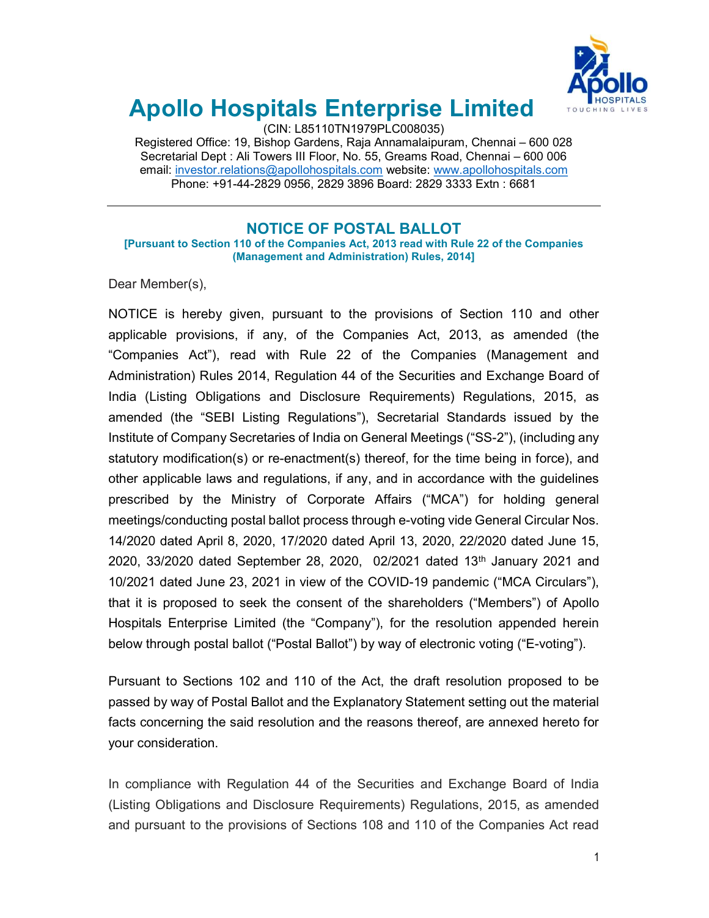# Apollo Hospitals Enterprise Limited

(CIN: L85110TN1979PLC008035)
Registered Office: 19, Bishop Gardens, Raja Annamalaipuram, Chennai – 600 028
Secretarial Dept : Ali Towers III Floor, No. 55, Greams Road, Chennai – 600 006
email: investor.relations@apollohospitals.com website: www.apollohospitals.com
Phone: +91-44-2829 0956, 2829 3896 Board: 2829 3333 Extn : 6681

---

## NOTICE OF POSTAL BALLOT

**[Pursuant to Section 110 of the Companies Act, 2013 read with Rule 22 of the Companies (Management and Administration) Rules, 2014]**

Dear Member(s),

NOTICE is hereby given, pursuant to the provisions of Section 110 and other applicable provisions, if any, of the Companies Act, 2013, as amended (the "Companies Act"), read with Rule 22 of the Companies (Management and Administration) Rules 2014, Regulation 44 of the Securities and Exchange Board of India (Listing Obligations and Disclosure Requirements) Regulations, 2015, as amended (the "SEBI Listing Regulations"), Secretarial Standards issued by the Institute of Company Secretaries of India on General Meetings ("SS-2"), (including any statutory modification(s) or re-enactment(s) thereof, for the time being in force), and other applicable laws and regulations, if any, and in accordance with the guidelines prescribed by the Ministry of Corporate Affairs ("MCA") for holding general meetings/conducting postal ballot process through e-voting vide General Circular Nos. 14/2020 dated April 8, 2020, 17/2020 dated April 13, 2020, 22/2020 dated June 15, 2020, 33/2020 dated September 28, 2020, 02/2021 dated 13th January 2021 and 10/2021 dated June 23, 2021 in view of the COVID-19 pandemic ("MCA Circulars"), that it is proposed to seek the consent of the shareholders ("Members") of Apollo Hospitals Enterprise Limited (the "Company"), for the resolution appended herein below through postal ballot ("Postal Ballot") by way of electronic voting ("E-voting").

Pursuant to Sections 102 and 110 of the Act, the draft resolution proposed to be passed by way of Postal Ballot and the Explanatory Statement setting out the material facts concerning the said resolution and the reasons thereof, are annexed hereto for your consideration.

In compliance with Regulation 44 of the Securities and Exchange Board of India (Listing Obligations and Disclosure Requirements) Regulations, 2015, as amended and pursuant to the provisions of Sections 108 and 110 of the Companies Act read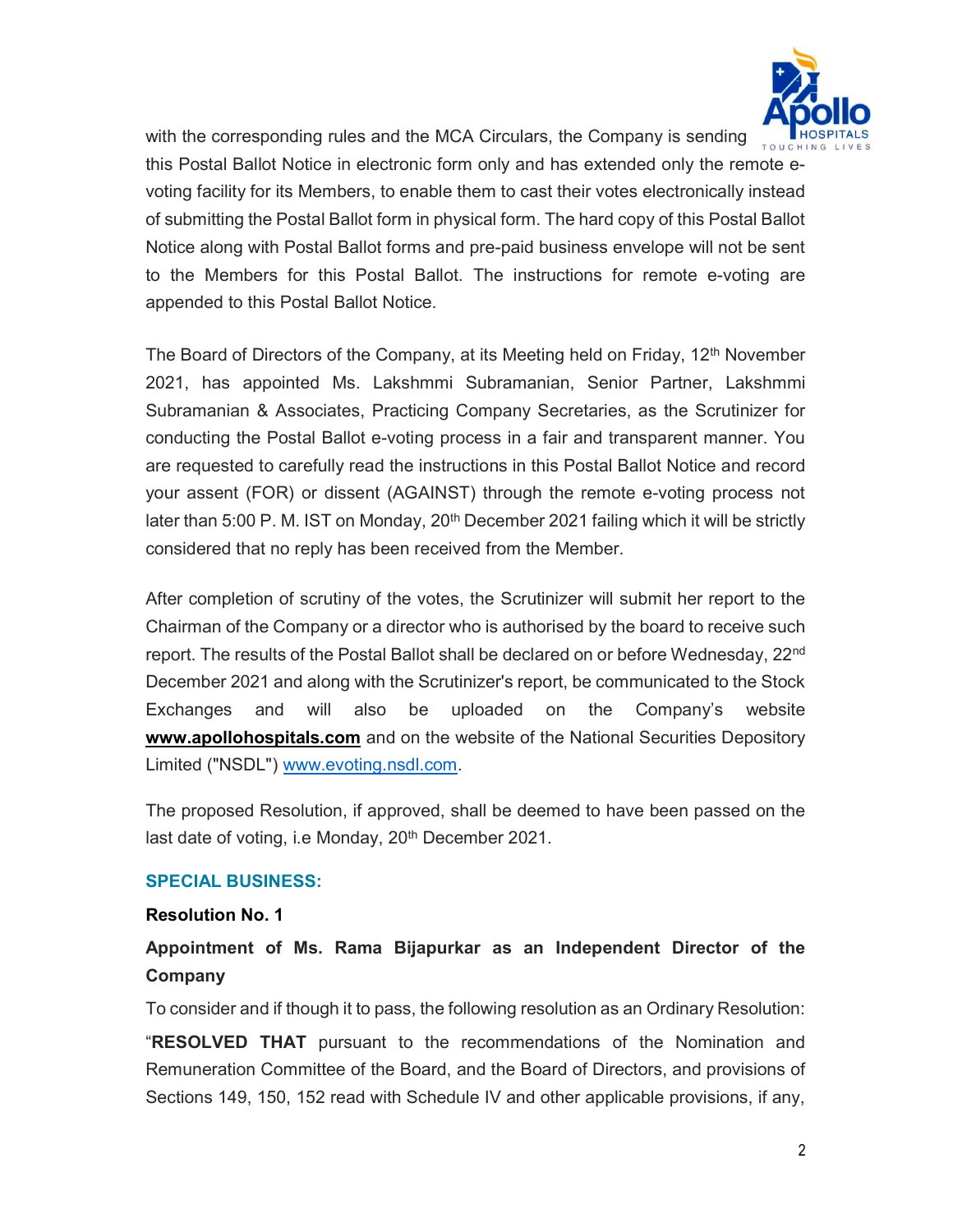with the corresponding rules and the MCA Circulars, the Company is sending this Postal Ballot Notice in electronic form only and has extended only the remote e-voting facility for its Members, to enable them to cast their votes electronically instead of submitting the Postal Ballot form in physical form. The hard copy of this Postal Ballot Notice along with Postal Ballot forms and pre-paid business envelope will not be sent to the Members for this Postal Ballot. The instructions for remote e-voting are appended to this Postal Ballot Notice.

The Board of Directors of the Company, at its Meeting held on Friday, 12th November 2021, has appointed Ms. Lakshmmi Subramanian, Senior Partner, Lakshmmi Subramanian & Associates, Practicing Company Secretaries, as the Scrutinizer for conducting the Postal Ballot e-voting process in a fair and transparent manner. You are requested to carefully read the instructions in this Postal Ballot Notice and record your assent (FOR) or dissent (AGAINST) through the remote e-voting process not later than 5:00 P. M. IST on Monday, 20th December 2021 failing which it will be strictly considered that no reply has been received from the Member.

After completion of scrutiny of the votes, the Scrutinizer will submit her report to the Chairman of the Company or a director who is authorised by the board to receive such report. The results of the Postal Ballot shall be declared on or before Wednesday, 22nd December 2021 and along with the Scrutinizer's report, be communicated to the Stock Exchanges and will also be uploaded on the Company's website **www.apollohospitals.com** and on the website of the National Securities Depository Limited ("NSDL") www.evoting.nsdl.com.

The proposed Resolution, if approved, shall be deemed to have been passed on the last date of voting, i.e Monday, 20th December 2021.

## SPECIAL BUSINESS:

### Resolution No. 1

### Appointment of Ms. Rama Bijapurkar as an Independent Director of the Company

To consider and if though it to pass, the following resolution as an Ordinary Resolution:

"**RESOLVED THAT** pursuant to the recommendations of the Nomination and Remuneration Committee of the Board, and the Board of Directors, and provisions of Sections 149, 150, 152 read with Schedule IV and other applicable provisions, if any,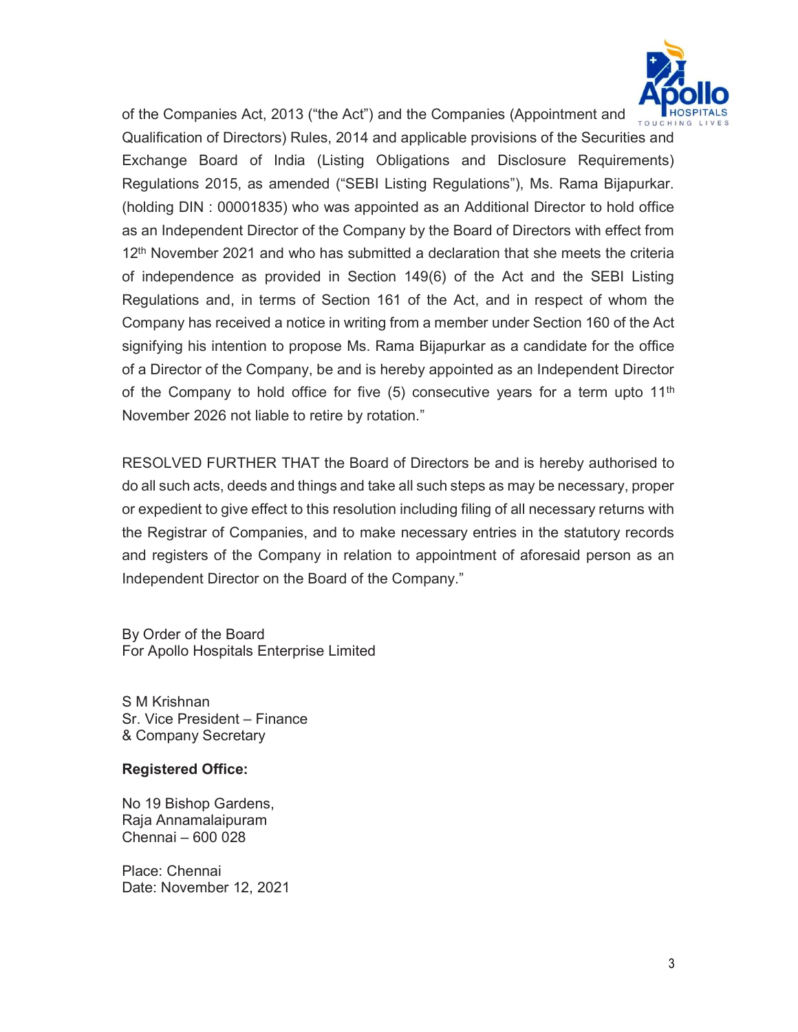of the Companies Act, 2013 ("the Act") and the Companies (Appointment and Qualification of Directors) Rules, 2014 and applicable provisions of the Securities and Exchange Board of India (Listing Obligations and Disclosure Requirements) Regulations 2015, as amended ("SEBI Listing Regulations"), Ms. Rama Bijapurkar. (holding DIN : 00001835) who was appointed as an Additional Director to hold office as an Independent Director of the Company by the Board of Directors with effect from 12th November 2021 and who has submitted a declaration that she meets the criteria of independence as provided in Section 149(6) of the Act and the SEBI Listing Regulations and, in terms of Section 161 of the Act, and in respect of whom the Company has received a notice in writing from a member under Section 160 of the Act signifying his intention to propose Ms. Rama Bijapurkar as a candidate for the office of a Director of the Company, be and is hereby appointed as an Independent Director of the Company to hold office for five (5) consecutive years for a term upto 11th November 2026 not liable to retire by rotation."

RESOLVED FURTHER THAT the Board of Directors be and is hereby authorised to do all such acts, deeds and things and take all such steps as may be necessary, proper or expedient to give effect to this resolution including filing of all necessary returns with the Registrar of Companies, and to make necessary entries in the statutory records and registers of the Company in relation to appointment of aforesaid person as an Independent Director on the Board of the Company."

By Order of the Board
For Apollo Hospitals Enterprise Limited

S M Krishnan
Sr. Vice President – Finance
& Company Secretary

**Registered Office:**

No 19 Bishop Gardens,
Raja Annamalaipuram
Chennai – 600 028

Place: Chennai
Date: November 12, 2021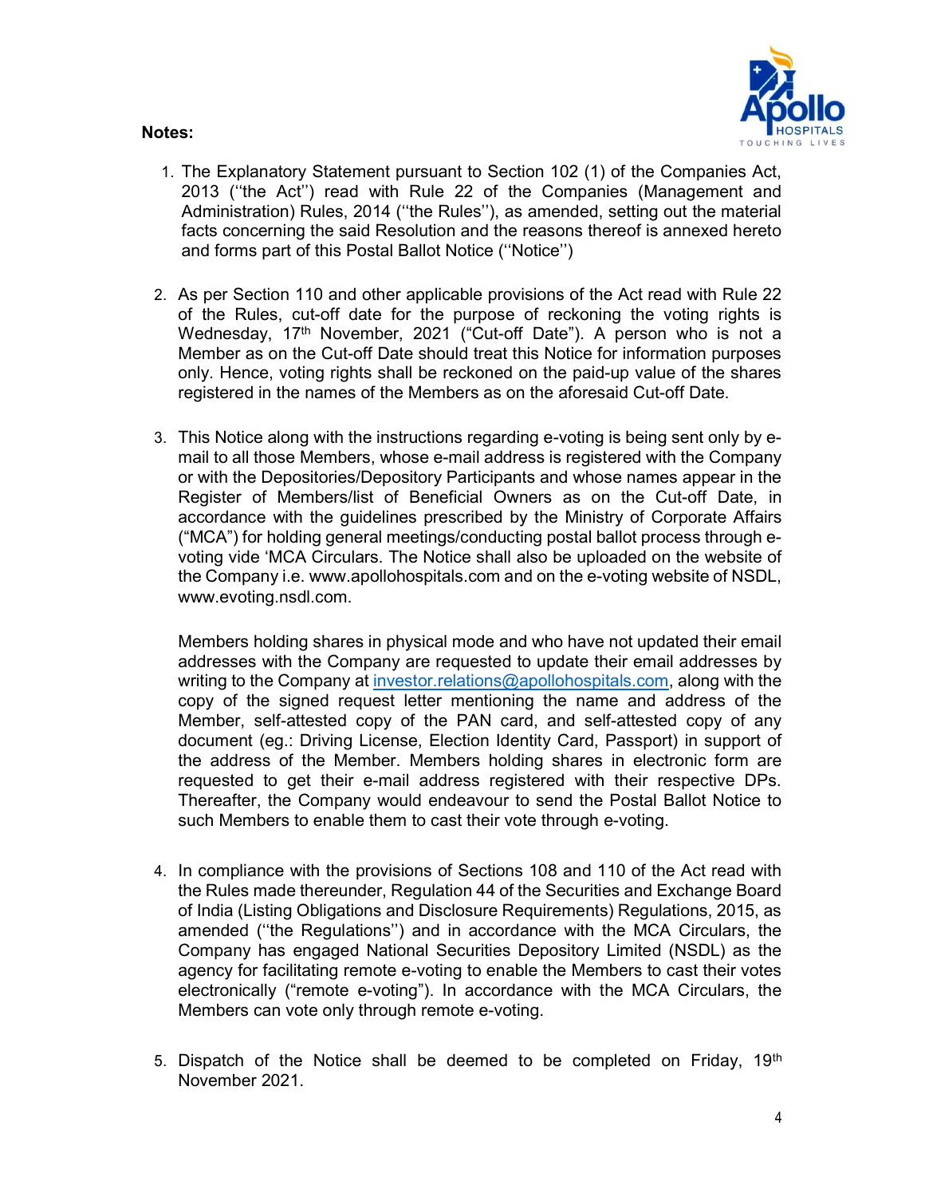**Notes:**

1. The Explanatory Statement pursuant to Section 102 (1) of the Companies Act, 2013 (''the Act'') read with Rule 22 of the Companies (Management and Administration) Rules, 2014 (''the Rules''), as amended, setting out the material facts concerning the said Resolution and the reasons thereof is annexed hereto and forms part of this Postal Ballot Notice (''Notice'')

2. As per Section 110 and other applicable provisions of the Act read with Rule 22 of the Rules, cut-off date for the purpose of reckoning the voting rights is Wednesday, 17th November, 2021 ("Cut-off Date"). A person who is not a Member as on the Cut-off Date should treat this Notice for information purposes only. Hence, voting rights shall be reckoned on the paid-up value of the shares registered in the names of the Members as on the aforesaid Cut-off Date.

3. This Notice along with the instructions regarding e-voting is being sent only by e-mail to all those Members, whose e-mail address is registered with the Company or with the Depositories/Depository Participants and whose names appear in the Register of Members/list of Beneficial Owners as on the Cut-off Date, in accordance with the guidelines prescribed by the Ministry of Corporate Affairs ("MCA") for holding general meetings/conducting postal ballot process through e-voting vide 'MCA Circulars. The Notice shall also be uploaded on the website of the Company i.e. www.apollohospitals.com and on the e-voting website of NSDL, www.evoting.nsdl.com.

   Members holding shares in physical mode and who have not updated their email addresses with the Company are requested to update their email addresses by writing to the Company at investor.relations@apollohospitals.com, along with the copy of the signed request letter mentioning the name and address of the Member, self-attested copy of the PAN card, and self-attested copy of any document (eg.: Driving License, Election Identity Card, Passport) in support of the address of the Member. Members holding shares in electronic form are requested to get their e-mail address registered with their respective DPs. Thereafter, the Company would endeavour to send the Postal Ballot Notice to such Members to enable them to cast their vote through e-voting.

4. In compliance with the provisions of Sections 108 and 110 of the Act read with the Rules made thereunder, Regulation 44 of the Securities and Exchange Board of India (Listing Obligations and Disclosure Requirements) Regulations, 2015, as amended (''the Regulations'') and in accordance with the MCA Circulars, the Company has engaged National Securities Depository Limited (NSDL) as the agency for facilitating remote e-voting to enable the Members to cast their votes electronically ("remote e-voting"). In accordance with the MCA Circulars, the Members can vote only through remote e-voting.

5. Dispatch of the Notice shall be deemed to be completed on Friday, 19th November 2021.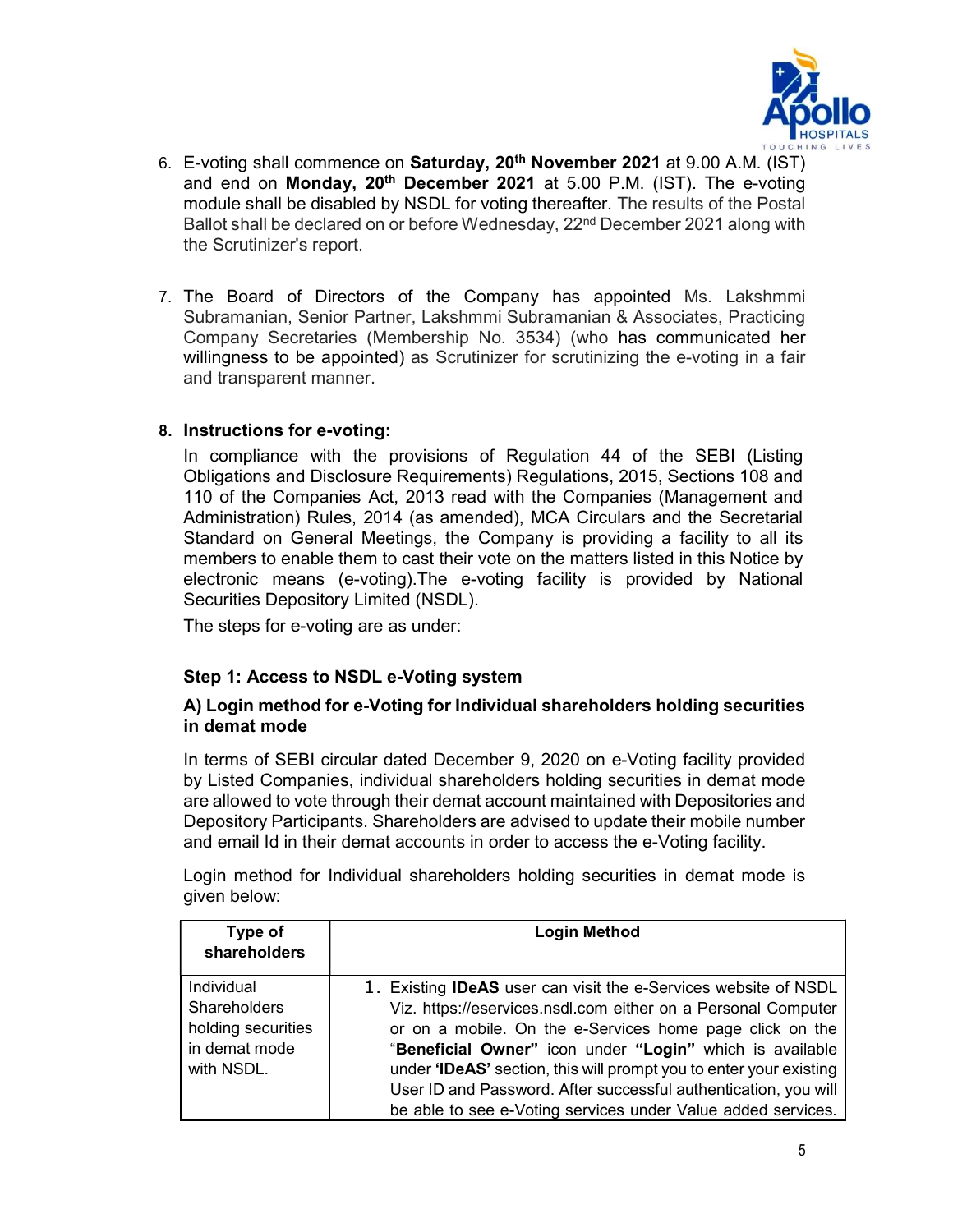6. E-voting shall commence on **Saturday, 20th November 2021** at 9.00 A.M. (IST) and end on **Monday, 20th December 2021** at 5.00 P.M. (IST). The e-voting module shall be disabled by NSDL for voting thereafter. The results of the Postal Ballot shall be declared on or before Wednesday, 22nd December 2021 along with the Scrutinizer's report.

7. The Board of Directors of the Company has appointed Ms. Lakshmmi Subramanian, Senior Partner, Lakshmmi Subramanian & Associates, Practicing Company Secretaries (Membership No. 3534) (who has communicated her willingness to be appointed) as Scrutinizer for scrutinizing the e-voting in a fair and transparent manner.

8. **Instructions for e-voting:**

   In compliance with the provisions of Regulation 44 of the SEBI (Listing Obligations and Disclosure Requirements) Regulations, 2015, Sections 108 and 110 of the Companies Act, 2013 read with the Companies (Management and Administration) Rules, 2014 (as amended), MCA Circulars and the Secretarial Standard on General Meetings, the Company is providing a facility to all its members to enable them to cast their vote on the matters listed in this Notice by electronic means (e-voting).The e-voting facility is provided by National Securities Depository Limited (NSDL).

   The steps for e-voting are as under:

**Step 1: Access to NSDL e-Voting system**

**A) Login method for e-Voting for Individual shareholders holding securities in demat mode**

In terms of SEBI circular dated December 9, 2020 on e-Voting facility provided by Listed Companies, individual shareholders holding securities in demat mode are allowed to vote through their demat account maintained with Depositories and Depository Participants. Shareholders are advised to update their mobile number and email Id in their demat accounts in order to access the e-Voting facility.

Login method for Individual shareholders holding securities in demat mode is given below:

| Type of shareholders | Login Method |
|---|---|
| Individual Shareholders holding securities in demat mode with NSDL. | 1. Existing **IDeAS** user can visit the e-Services website of NSDL Viz. https://eservices.nsdl.com either on a Personal Computer or on a mobile. On the e-Services home page click on the "**Beneficial Owner"** icon under **"Login"** which is available under **'IDeAS'** section, this will prompt you to enter your existing User ID and Password. After successful authentication, you will be able to see e-Voting services under Value added services. |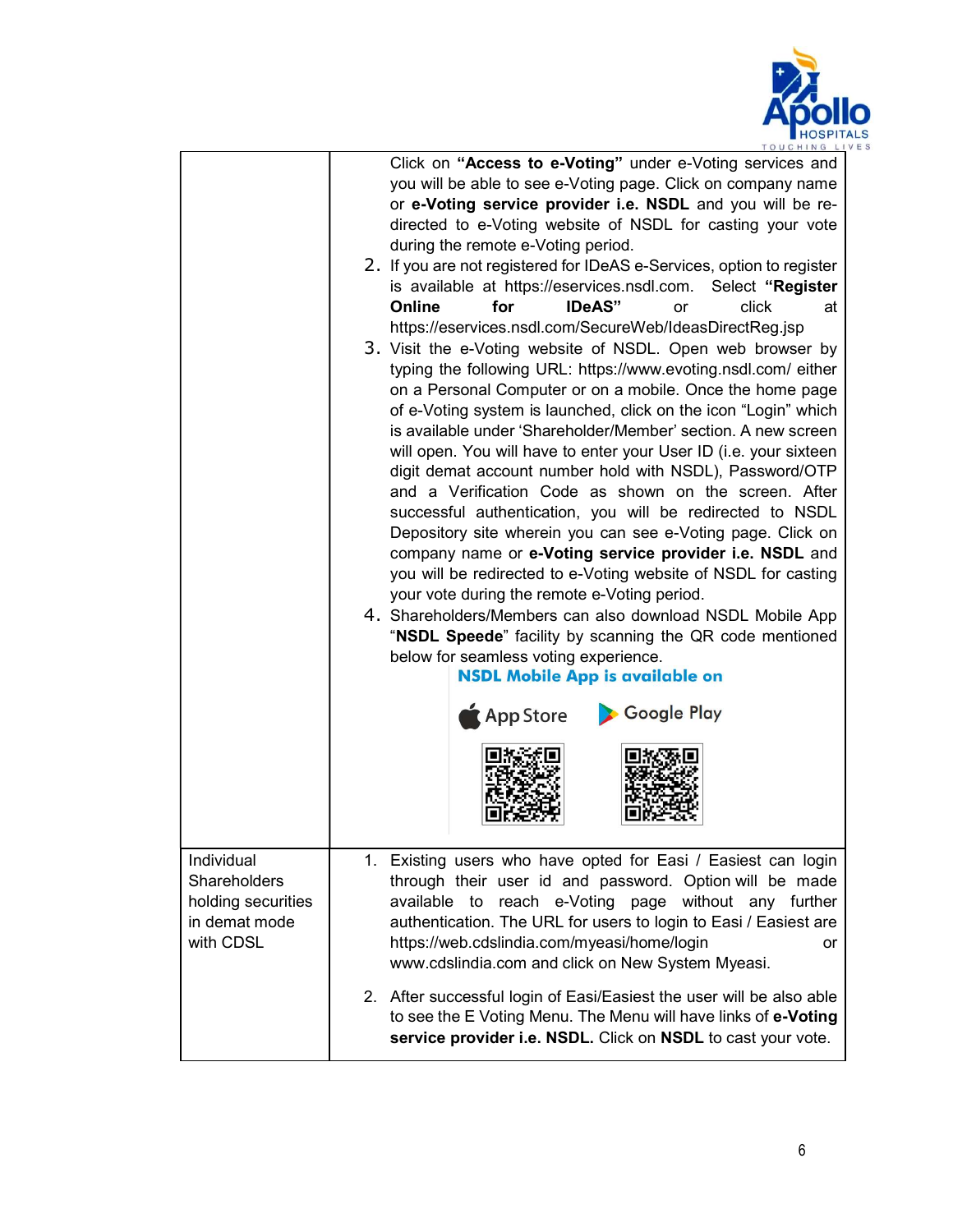| | |
|---|---|
| | Click on **"Access to e-Voting"** under e-Voting services and you will be able to see e-Voting page. Click on company name or **e-Voting service provider i.e. NSDL** and you will be re-directed to e-Voting website of NSDL for casting your vote during the remote e-Voting period.<br>2. If you are not registered for IDeAS e-Services, option to register is available at https://eservices.nsdl.com. Select **"Register Online for IDeAS"** or click at https://eservices.nsdl.com/SecureWeb/IdeasDirectReg.jsp<br>3. Visit the e-Voting website of NSDL. Open web browser by typing the following URL: https://www.evoting.nsdl.com/ either on a Personal Computer or on a mobile. Once the home page of e-Voting system is launched, click on the icon "Login" which is available under 'Shareholder/Member' section. A new screen will open. You will have to enter your User ID (i.e. your sixteen digit demat account number hold with NSDL), Password/OTP and a Verification Code as shown on the screen. After successful authentication, you will be redirected to NSDL Depository site wherein you can see e-Voting page. Click on company name or **e-Voting service provider i.e. NSDL** and you will be redirected to e-Voting website of NSDL for casting your vote during the remote e-Voting period.<br>4. Shareholders/Members can also download NSDL Mobile App "**NSDL Speede**" facility by scanning the QR code mentioned below for seamless voting experience.<br>**NSDL Mobile App is available on**<br>App Store Google Play |
| Individual Shareholders holding securities in demat mode with CDSL | 1. Existing users who have opted for Easi / Easiest can login through their user id and password. Option will be made available to reach e-Voting page without any further authentication. The URL for users to login to Easi / Easiest are https://web.cdslindia.com/myeasi/home/login or www.cdslindia.com and click on New System Myeasi.<br>2. After successful login of Easi/Easiest the user will be also able to see the E Voting Menu. The Menu will have links of **e-Voting service provider i.e. NSDL.** Click on **NSDL** to cast your vote. |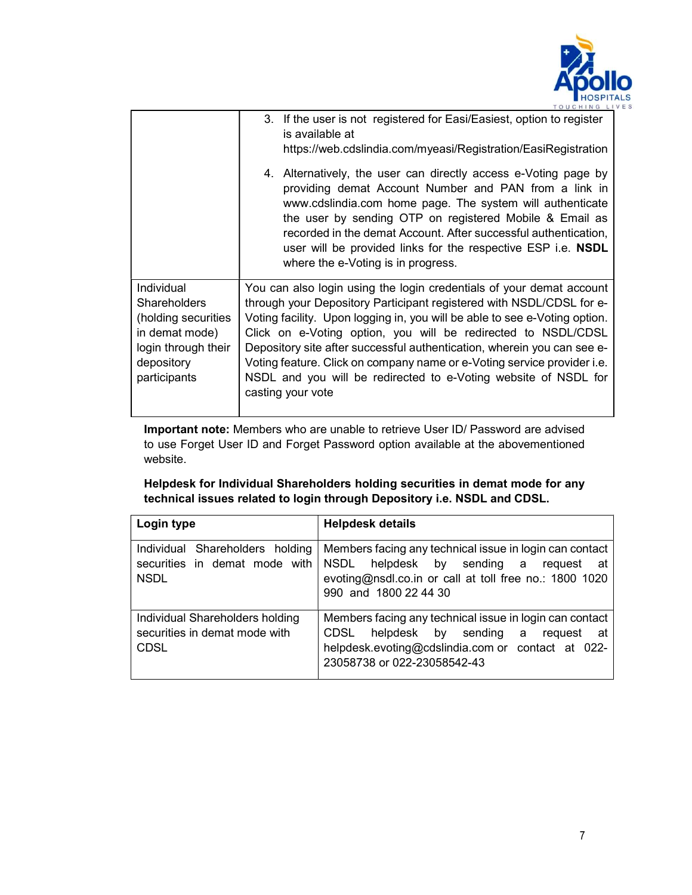| | |
|---|---|
| | 3. If the user is not registered for Easi/Easiest, option to register is available at https://web.cdslindia.com/myeasi/Registration/EasiRegistration<br><br>4. Alternatively, the user can directly access e-Voting page by providing demat Account Number and PAN from a link in www.cdslindia.com home page. The system will authenticate the user by sending OTP on registered Mobile & Email as recorded in the demat Account. After successful authentication, user will be provided links for the respective ESP i.e. **NSDL** where the e-Voting is in progress. |
| Individual Shareholders (holding securities in demat mode) login through their depository participants | You can also login using the login credentials of your demat account through your Depository Participant registered with NSDL/CDSL for e-Voting facility. Upon logging in, you will be able to see e-Voting option. Click on e-Voting option, you will be redirected to NSDL/CDSL Depository site after successful authentication, wherein you can see e-Voting feature. Click on company name or e-Voting service provider i.e. NSDL and you will be redirected to e-Voting website of NSDL for casting your vote |

**Important note:** Members who are unable to retrieve User ID/ Password are advised to use Forget User ID and Forget Password option available at the abovementioned website.

**Helpdesk for Individual Shareholders holding securities in demat mode for any technical issues related to login through Depository i.e. NSDL and CDSL.**

| Login type | Helpdesk details |
|---|---|
| Individual Shareholders holding securities in demat mode with NSDL | Members facing any technical issue in login can contact NSDL helpdesk by sending a request at evoting@nsdl.co.in or call at toll free no.: 1800 1020 990 and 1800 22 44 30 |
| Individual Shareholders holding securities in demat mode with CDSL | Members facing any technical issue in login can contact CDSL helpdesk by sending a request at helpdesk.evoting@cdslindia.com or contact at 022-23058738 or 022-23058542-43 |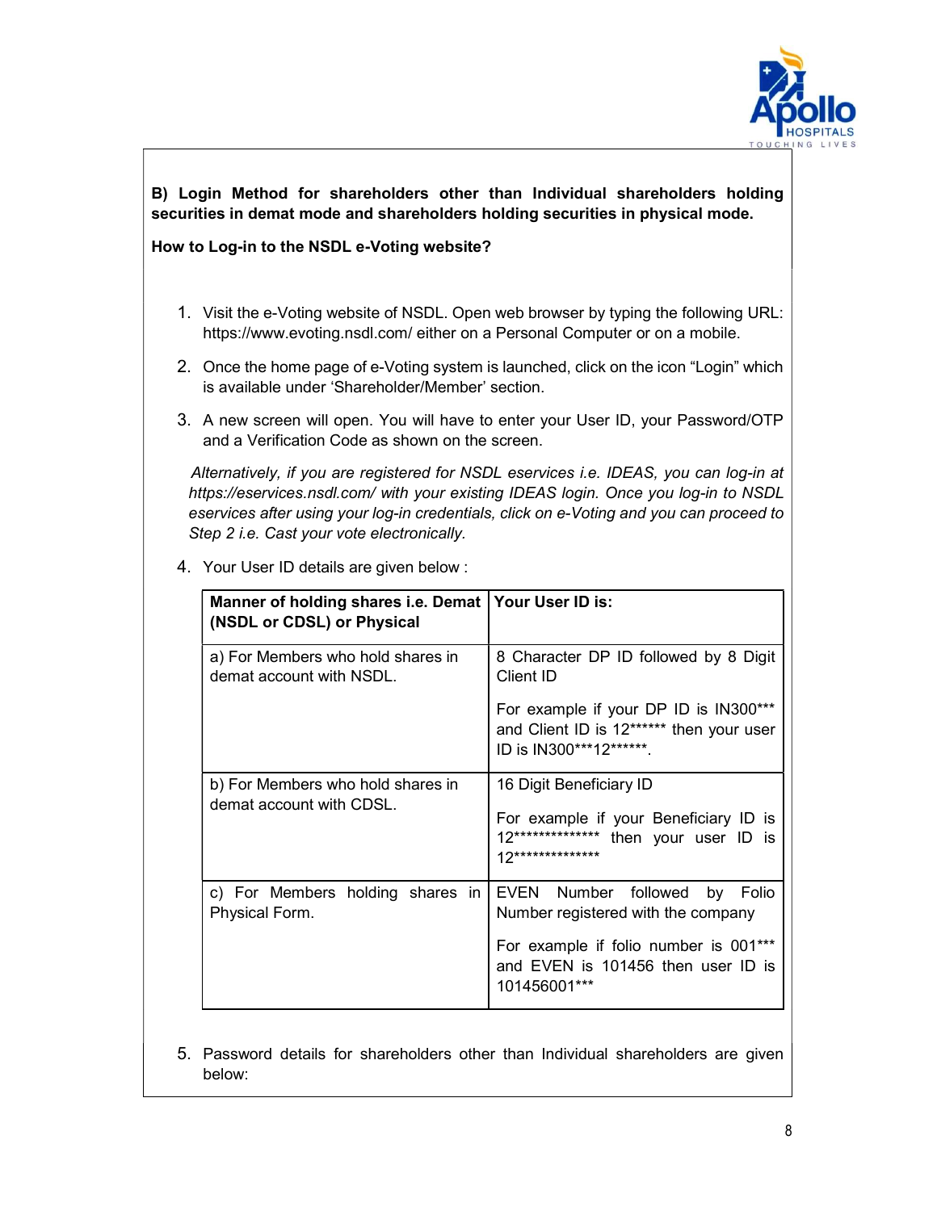**B) Login Method for shareholders other than Individual shareholders holding securities in demat mode and shareholders holding securities in physical mode.**

**How to Log-in to the NSDL e-Voting website?**

1. Visit the e-Voting website of NSDL. Open web browser by typing the following URL: https://www.evoting.nsdl.com/ either on a Personal Computer or on a mobile.
2. Once the home page of e-Voting system is launched, click on the icon "Login" which is available under 'Shareholder/Member' section.
3. A new screen will open. You will have to enter your User ID, your Password/OTP and a Verification Code as shown on the screen.

   *Alternatively, if you are registered for NSDL eservices i.e. IDEAS, you can log-in at https://eservices.nsdl.com/ with your existing IDEAS login. Once you log-in to NSDL eservices after using your log-in credentials, click on e-Voting and you can proceed to Step 2 i.e. Cast your vote electronically.*

4. Your User ID details are given below :

| Manner of holding shares i.e. Demat (NSDL or CDSL) or Physical | Your User ID is: |
|---|---|
| a) For Members who hold shares in demat account with NSDL. | 8 Character DP ID followed by 8 Digit Client ID<br><br>For example if your DP ID is IN300*** and Client ID is 12****** then your user ID is IN300***12******. |
| b) For Members who hold shares in demat account with CDSL. | 16 Digit Beneficiary ID<br><br>For example if your Beneficiary ID is 12************** then your user ID is 12************** |
| c) For Members holding shares in Physical Form. | EVEN Number followed by Folio Number registered with the company<br><br>For example if folio number is 001*** and EVEN is 101456 then user ID is 101456001*** |

5. Password details for shareholders other than Individual shareholders are given below: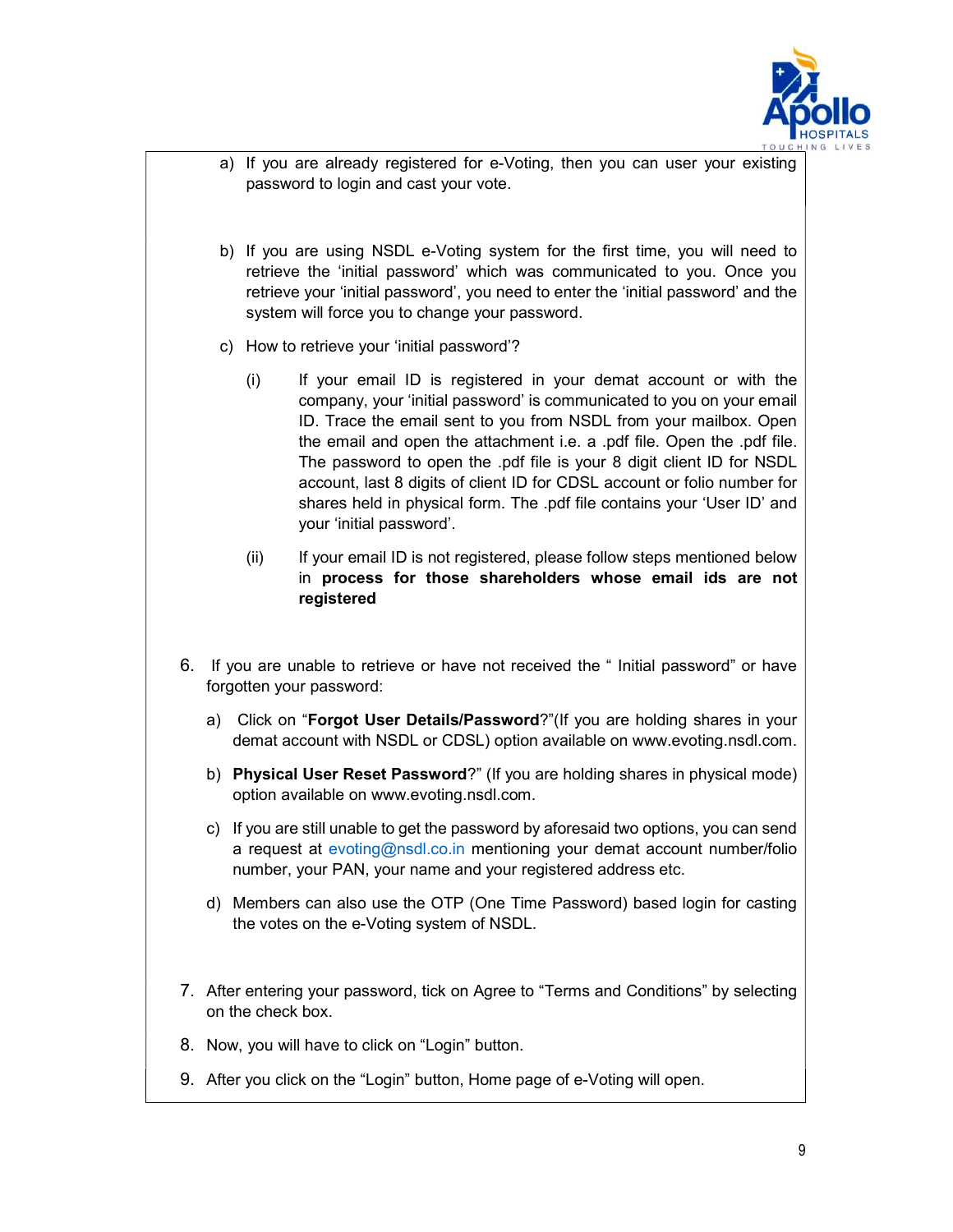a) If you are already registered for e-Voting, then you can user your existing password to login and cast your vote.

b) If you are using NSDL e-Voting system for the first time, you will need to retrieve the 'initial password' which was communicated to you. Once you retrieve your 'initial password', you need to enter the 'initial password' and the system will force you to change your password.

c) How to retrieve your 'initial password'?

   (i) If your email ID is registered in your demat account or with the company, your 'initial password' is communicated to you on your email ID. Trace the email sent to you from NSDL from your mailbox. Open the email and open the attachment i.e. a .pdf file. Open the .pdf file. The password to open the .pdf file is your 8 digit client ID for NSDL account, last 8 digits of client ID for CDSL account or folio number for shares held in physical form. The .pdf file contains your 'User ID' and your 'initial password'.

   (ii) If your email ID is not registered, please follow steps mentioned below in **process for those shareholders whose email ids are not registered**

6. If you are unable to retrieve or have not received the " Initial password" or have forgotten your password:

   a) Click on "**Forgot User Details/Password**?"(If you are holding shares in your demat account with NSDL or CDSL) option available on www.evoting.nsdl.com.

   b) **Physical User Reset Password**?" (If you are holding shares in physical mode) option available on www.evoting.nsdl.com.

   c) If you are still unable to get the password by aforesaid two options, you can send a request at evoting@nsdl.co.in mentioning your demat account number/folio number, your PAN, your name and your registered address etc.

   d) Members can also use the OTP (One Time Password) based login for casting the votes on the e-Voting system of NSDL.

7. After entering your password, tick on Agree to "Terms and Conditions" by selecting on the check box.

8. Now, you will have to click on "Login" button.

9. After you click on the "Login" button, Home page of e-Voting will open.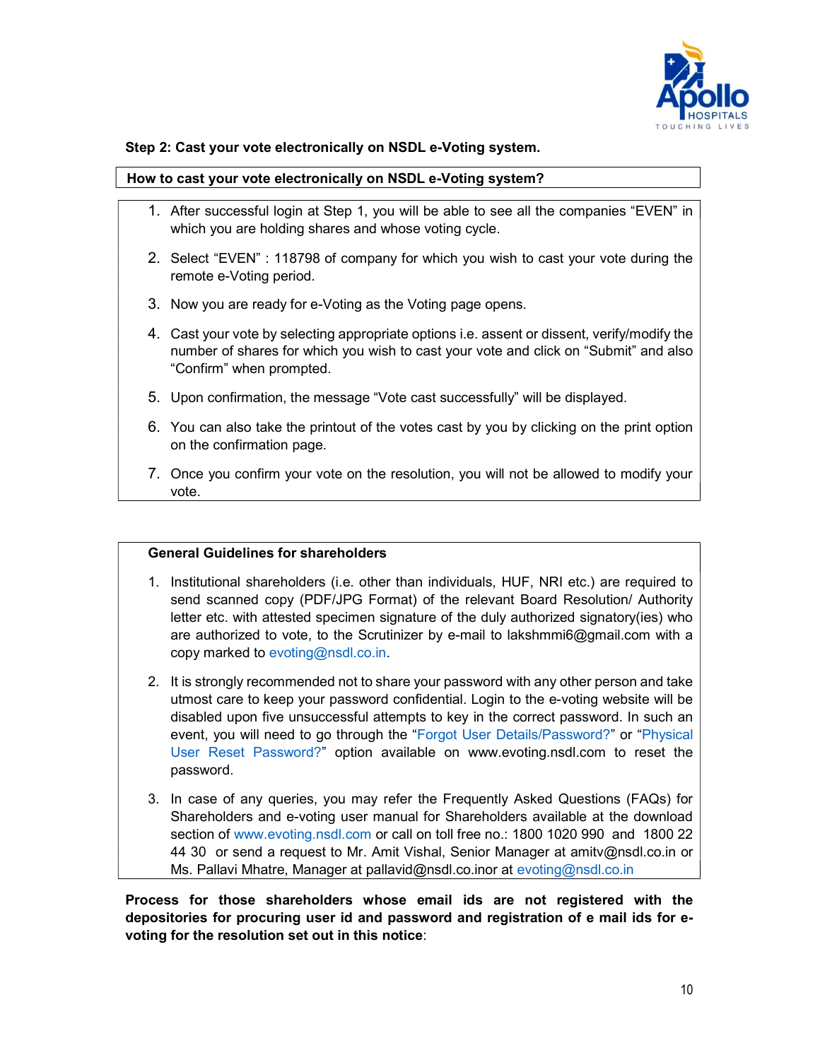**Step 2: Cast your vote electronically on NSDL e-Voting system.**

**How to cast your vote electronically on NSDL e-Voting system?**

1. After successful login at Step 1, you will be able to see all the companies "EVEN" in which you are holding shares and whose voting cycle.
2. Select "EVEN" : 118798 of company for which you wish to cast your vote during the remote e-Voting period.
3. Now you are ready for e-Voting as the Voting page opens.
4. Cast your vote by selecting appropriate options i.e. assent or dissent, verify/modify the number of shares for which you wish to cast your vote and click on "Submit" and also "Confirm" when prompted.
5. Upon confirmation, the message "Vote cast successfully" will be displayed.
6. You can also take the printout of the votes cast by you by clicking on the print option on the confirmation page.
7. Once you confirm your vote on the resolution, you will not be allowed to modify your vote.

**General Guidelines for shareholders**

1. Institutional shareholders (i.e. other than individuals, HUF, NRI etc.) are required to send scanned copy (PDF/JPG Format) of the relevant Board Resolution/ Authority letter etc. with attested specimen signature of the duly authorized signatory(ies) who are authorized to vote, to the Scrutinizer by e-mail to lakshmmi6@gmail.com with a copy marked to evoting@nsdl.co.in.
2. It is strongly recommended not to share your password with any other person and take utmost care to keep your password confidential. Login to the e-voting website will be disabled upon five unsuccessful attempts to key in the correct password. In such an event, you will need to go through the "Forgot User Details/Password?" or "Physical User Reset Password?" option available on www.evoting.nsdl.com to reset the password.
3. In case of any queries, you may refer the Frequently Asked Questions (FAQs) for Shareholders and e-voting user manual for Shareholders available at the download section of www.evoting.nsdl.com or call on toll free no.: 1800 1020 990 and 1800 22 44 30 or send a request to Mr. Amit Vishal, Senior Manager at amitv@nsdl.co.in or Ms. Pallavi Mhatre, Manager at pallavid@nsdl.co.inor at evoting@nsdl.co.in

**Process for those shareholders whose email ids are not registered with the depositories for procuring user id and password and registration of e mail ids for e-voting for the resolution set out in this notice**: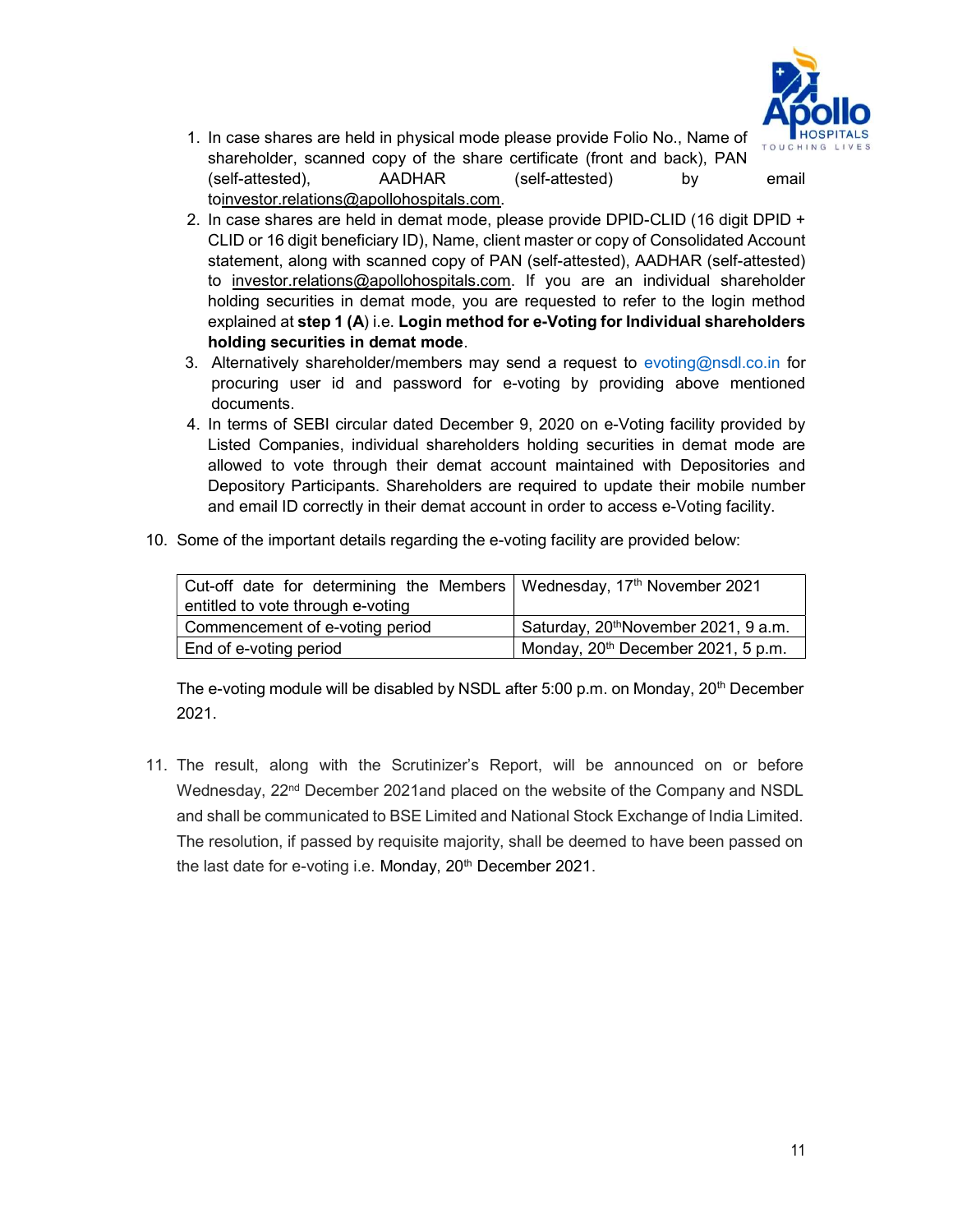1. In case shares are held in physical mode please provide Folio No., Name of shareholder, scanned copy of the share certificate (front and back), PAN (self-attested), AADHAR (self-attested) by email toinvestor.relations@apollohospitals.com.
2. In case shares are held in demat mode, please provide DPID-CLID (16 digit DPID + CLID or 16 digit beneficiary ID), Name, client master or copy of Consolidated Account statement, along with scanned copy of PAN (self-attested), AADHAR (self-attested) to investor.relations@apollohospitals.com. If you are an individual shareholder holding securities in demat mode, you are requested to refer to the login method explained at **step 1 (A)** i.e. **Login method for e-Voting for Individual shareholders holding securities in demat mode**.
3. Alternatively shareholder/members may send a request to evoting@nsdl.co.in for procuring user id and password for e-voting by providing above mentioned documents.
4. In terms of SEBI circular dated December 9, 2020 on e-Voting facility provided by Listed Companies, individual shareholders holding securities in demat mode are allowed to vote through their demat account maintained with Depositories and Depository Participants. Shareholders are required to update their mobile number and email ID correctly in their demat account in order to access e-Voting facility.

10. Some of the important details regarding the e-voting facility are provided below:

| Cut-off date for determining the Members entitled to vote through e-voting | Wednesday, 17th November 2021 |
|---|---|
| Commencement of e-voting period | Saturday, 20thNovember 2021, 9 a.m. |
| End of e-voting period | Monday, 20th December 2021, 5 p.m. |

The e-voting module will be disabled by NSDL after 5:00 p.m. on Monday, 20th December 2021.

11. The result, along with the Scrutinizer's Report, will be announced on or before Wednesday, 22nd December 2021and placed on the website of the Company and NSDL and shall be communicated to BSE Limited and National Stock Exchange of India Limited. The resolution, if passed by requisite majority, shall be deemed to have been passed on the last date for e-voting i.e. Monday, 20th December 2021.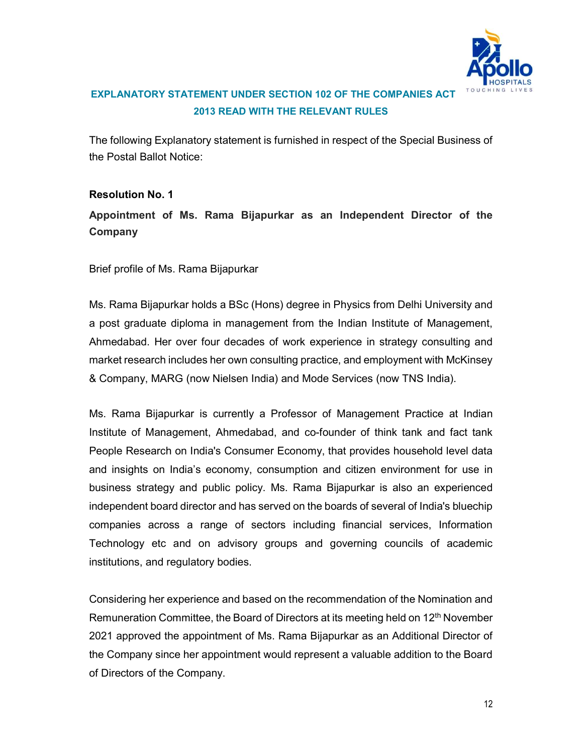## EXPLANATORY STATEMENT UNDER SECTION 102 OF THE COMPANIES ACT 2013 READ WITH THE RELEVANT RULES

The following Explanatory statement is furnished in respect of the Special Business of the Postal Ballot Notice:

**Resolution No. 1**

**Appointment of Ms. Rama Bijapurkar as an Independent Director of the Company**

Brief profile of Ms. Rama Bijapurkar

Ms. Rama Bijapurkar holds a BSc (Hons) degree in Physics from Delhi University and a post graduate diploma in management from the Indian Institute of Management, Ahmedabad. Her over four decades of work experience in strategy consulting and market research includes her own consulting practice, and employment with McKinsey & Company, MARG (now Nielsen India) and Mode Services (now TNS India).

Ms. Rama Bijapurkar is currently a Professor of Management Practice at Indian Institute of Management, Ahmedabad, and co-founder of think tank and fact tank People Research on India's Consumer Economy, that provides household level data and insights on India's economy, consumption and citizen environment for use in business strategy and public policy. Ms. Rama Bijapurkar is also an experienced independent board director and has served on the boards of several of India's bluechip companies across a range of sectors including financial services, Information Technology etc and on advisory groups and governing councils of academic institutions, and regulatory bodies.

Considering her experience and based on the recommendation of the Nomination and Remuneration Committee, the Board of Directors at its meeting held on 12th November 2021 approved the appointment of Ms. Rama Bijapurkar as an Additional Director of the Company since her appointment would represent a valuable addition to the Board of Directors of the Company.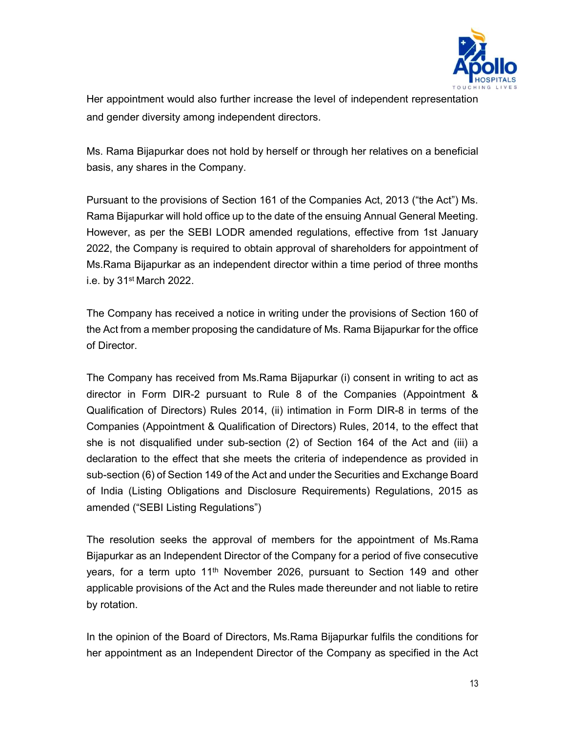Her appointment would also further increase the level of independent representation and gender diversity among independent directors.

Ms. Rama Bijapurkar does not hold by herself or through her relatives on a beneficial basis, any shares in the Company.

Pursuant to the provisions of Section 161 of the Companies Act, 2013 ("the Act") Ms. Rama Bijapurkar will hold office up to the date of the ensuing Annual General Meeting. However, as per the SEBI LODR amended regulations, effective from 1st January 2022, the Company is required to obtain approval of shareholders for appointment of Ms.Rama Bijapurkar as an independent director within a time period of three months i.e. by 31st March 2022.

The Company has received a notice in writing under the provisions of Section 160 of the Act from a member proposing the candidature of Ms. Rama Bijapurkar for the office of Director.

The Company has received from Ms.Rama Bijapurkar (i) consent in writing to act as director in Form DIR-2 pursuant to Rule 8 of the Companies (Appointment & Qualification of Directors) Rules 2014, (ii) intimation in Form DIR-8 in terms of the Companies (Appointment & Qualification of Directors) Rules, 2014, to the effect that she is not disqualified under sub-section (2) of Section 164 of the Act and (iii) a declaration to the effect that she meets the criteria of independence as provided in sub-section (6) of Section 149 of the Act and under the Securities and Exchange Board of India (Listing Obligations and Disclosure Requirements) Regulations, 2015 as amended ("SEBI Listing Regulations")

The resolution seeks the approval of members for the appointment of Ms.Rama Bijapurkar as an Independent Director of the Company for a period of five consecutive years, for a term upto 11th November 2026, pursuant to Section 149 and other applicable provisions of the Act and the Rules made thereunder and not liable to retire by rotation.

In the opinion of the Board of Directors, Ms.Rama Bijapurkar fulfils the conditions for her appointment as an Independent Director of the Company as specified in the Act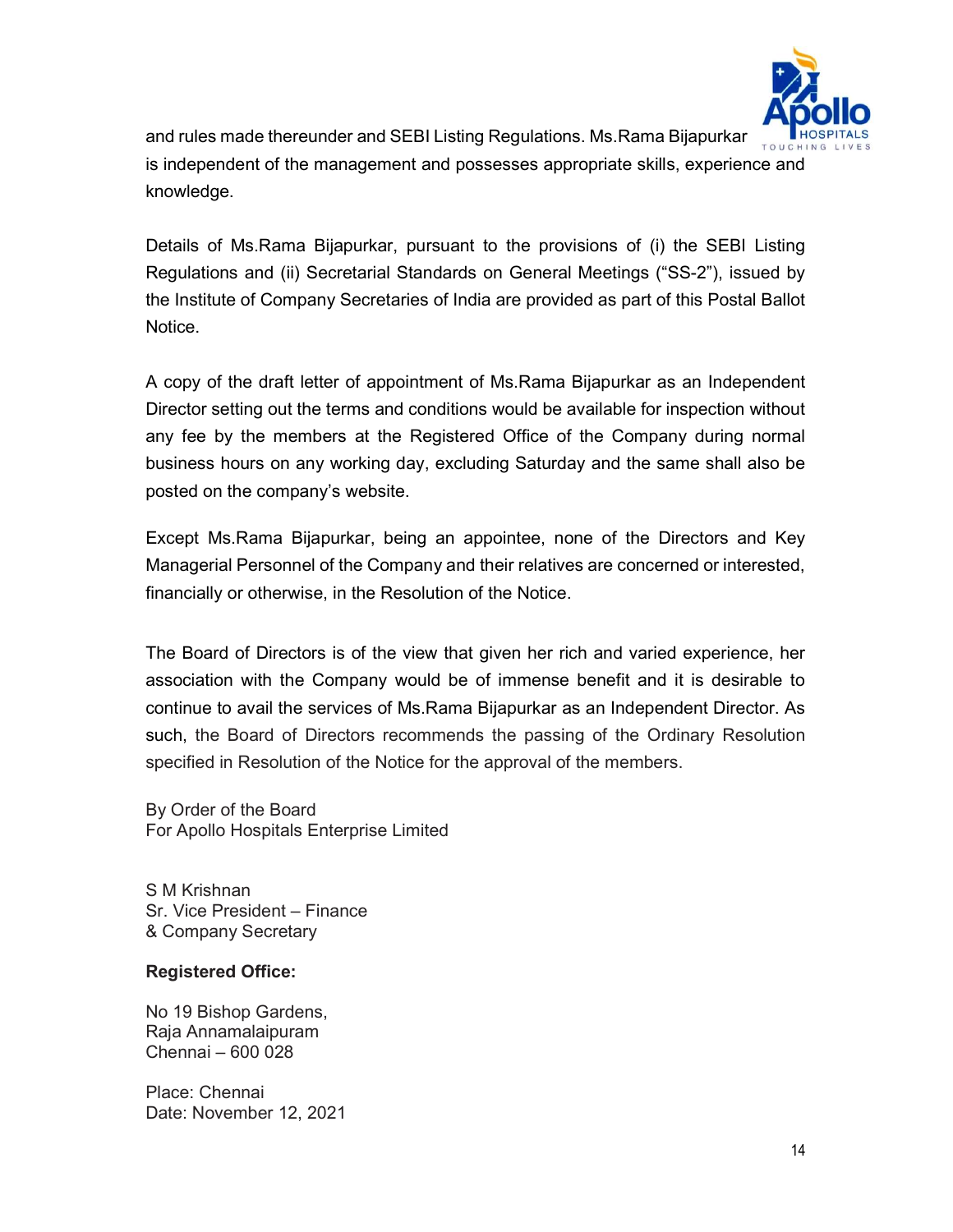and rules made thereunder and SEBI Listing Regulations. Ms.Rama Bijapurkar is independent of the management and possesses appropriate skills, experience and knowledge.

Details of Ms.Rama Bijapurkar, pursuant to the provisions of (i) the SEBI Listing Regulations and (ii) Secretarial Standards on General Meetings ("SS-2"), issued by the Institute of Company Secretaries of India are provided as part of this Postal Ballot Notice.

A copy of the draft letter of appointment of Ms.Rama Bijapurkar as an Independent Director setting out the terms and conditions would be available for inspection without any fee by the members at the Registered Office of the Company during normal business hours on any working day, excluding Saturday and the same shall also be posted on the company's website.

Except Ms.Rama Bijapurkar, being an appointee, none of the Directors and Key Managerial Personnel of the Company and their relatives are concerned or interested, financially or otherwise, in the Resolution of the Notice.

The Board of Directors is of the view that given her rich and varied experience, her association with the Company would be of immense benefit and it is desirable to continue to avail the services of Ms.Rama Bijapurkar as an Independent Director. As such, the Board of Directors recommends the passing of the Ordinary Resolution specified in Resolution of the Notice for the approval of the members.

By Order of the Board
For Apollo Hospitals Enterprise Limited

S M Krishnan
Sr. Vice President – Finance
& Company Secretary

**Registered Office:**

No 19 Bishop Gardens,
Raja Annamalaipuram
Chennai – 600 028

Place: Chennai
Date: November 12, 2021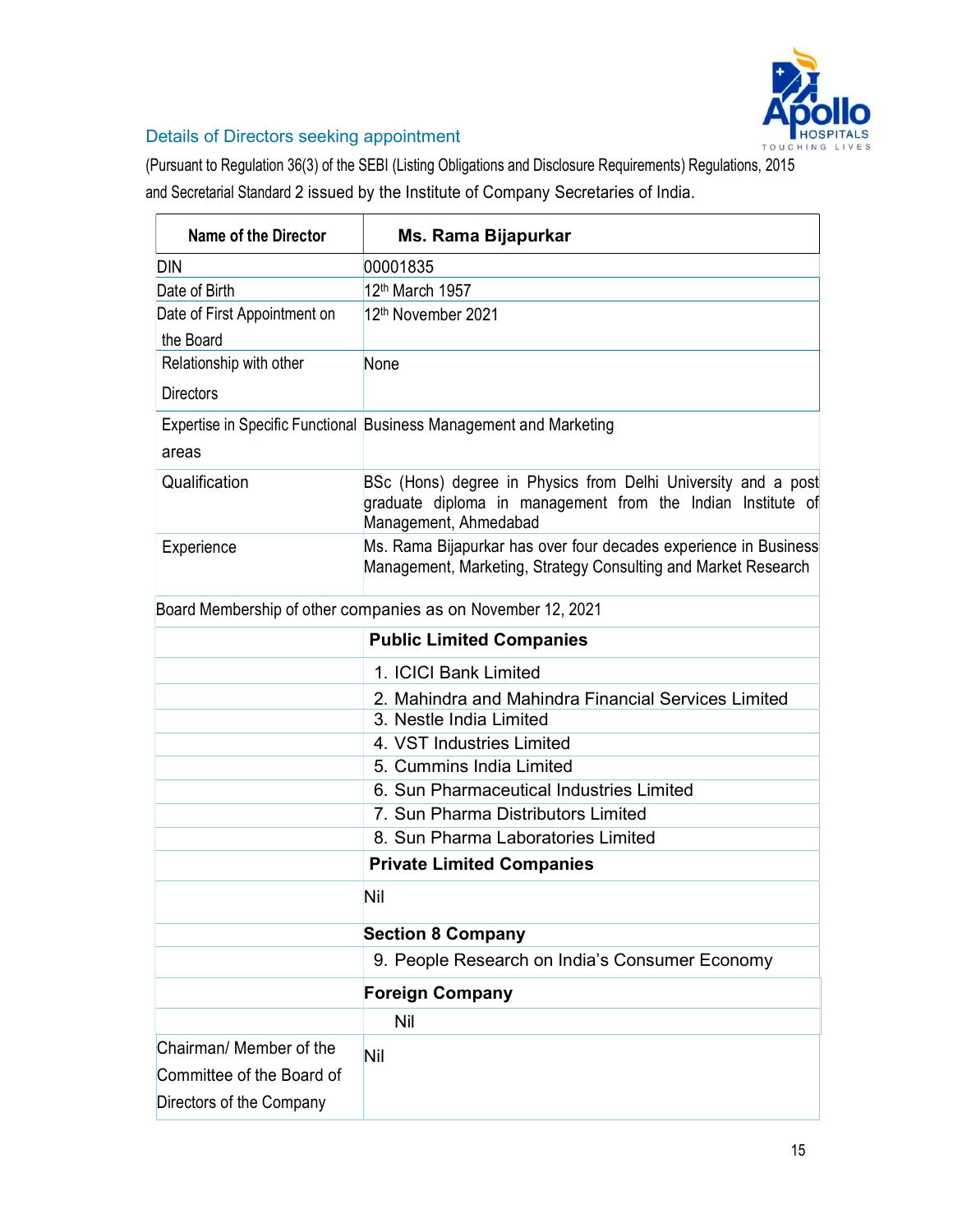## Details of Directors seeking appointment

(Pursuant to Regulation 36(3) of the SEBI (Listing Obligations and Disclosure Requirements) Regulations, 2015 and Secretarial Standard 2 issued by the Institute of Company Secretaries of India.

| Name of the Director | Ms. Rama Bijapurkar |
|---|---|
| DIN | 00001835 |
| Date of Birth | 12th March 1957 |
| Date of First Appointment on the Board | 12th November 2021 |
| Relationship with other Directors | None |
| Expertise in Specific Functional areas | Business Management and Marketing |
| Qualification | BSc (Hons) degree in Physics from Delhi University and a post graduate diploma in management from the Indian Institute of Management, Ahmedabad |
| Experience | Ms. Rama Bijapurkar has over four decades experience in Business Management, Marketing, Strategy Consulting and Market Research |
| Board Membership of other companies as on November 12, 2021 | |
| | **Public Limited Companies** |
| | 1. ICICI Bank Limited |
| | 2. Mahindra and Mahindra Financial Services Limited |
| | 3. Nestle India Limited |
| | 4. VST Industries Limited |
| | 5. Cummins India Limited |
| | 6. Sun Pharmaceutical Industries Limited |
| | 7. Sun Pharma Distributors Limited |
| | 8. Sun Pharma Laboratories Limited |
| | **Private Limited Companies** |
| | Nil |
| | **Section 8 Company** |
| | 9. People Research on India's Consumer Economy |
| | **Foreign Company** |
| | Nil |
| Chairman/ Member of the Committee of the Board of Directors of the Company | Nil |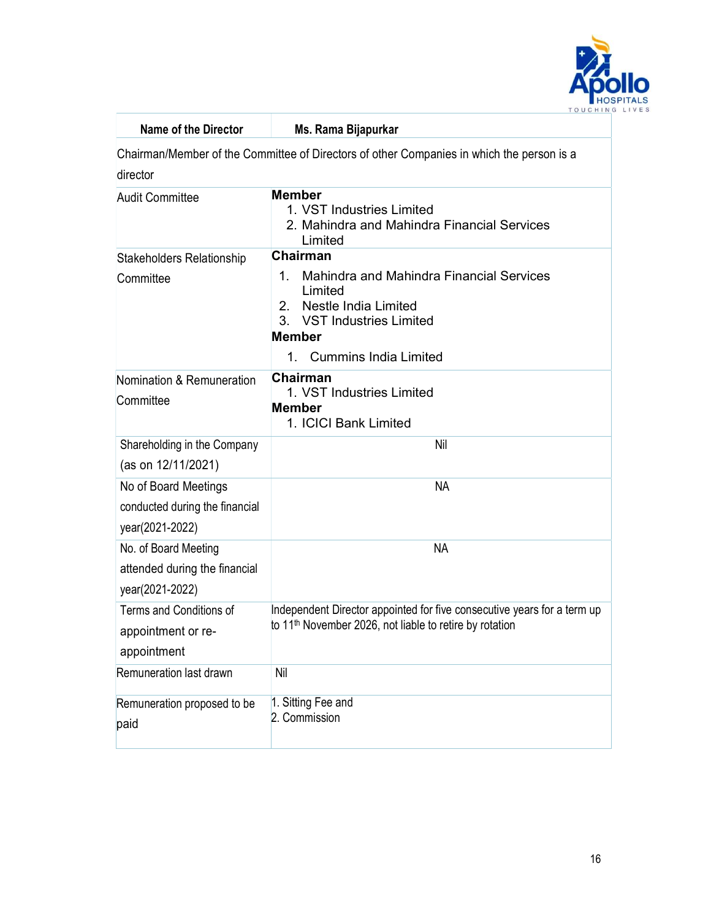| Name of the Director | Ms. Rama Bijapurkar |
|---|---|
| Chairman/Member of the Committee of Directors of other Companies in which the person is a director | |
| Audit Committee | **Member**<br>1. VST Industries Limited<br>2. Mahindra and Mahindra Financial Services Limited |
| Stakeholders Relationship Committee | **Chairman**<br>1. Mahindra and Mahindra Financial Services Limited<br>2. Nestle India Limited<br>3. VST Industries Limited<br>**Member**<br>1. Cummins India Limited |
| Nomination & Remuneration Committee | **Chairman**<br>1. VST Industries Limited<br>**Member**<br>1. ICICI Bank Limited |
| Shareholding in the Company (as on 12/11/2021) | Nil |
| No of Board Meetings conducted during the financial year(2021-2022) | NA |
| No. of Board Meeting attended during the financial year(2021-2022) | NA |
| Terms and Conditions of appointment or re-appointment | Independent Director appointed for five consecutive years for a term up to 11th November 2026, not liable to retire by rotation |
| Remuneration last drawn | Nil |
| Remuneration proposed to be paid | 1. Sitting Fee and<br>2. Commission |